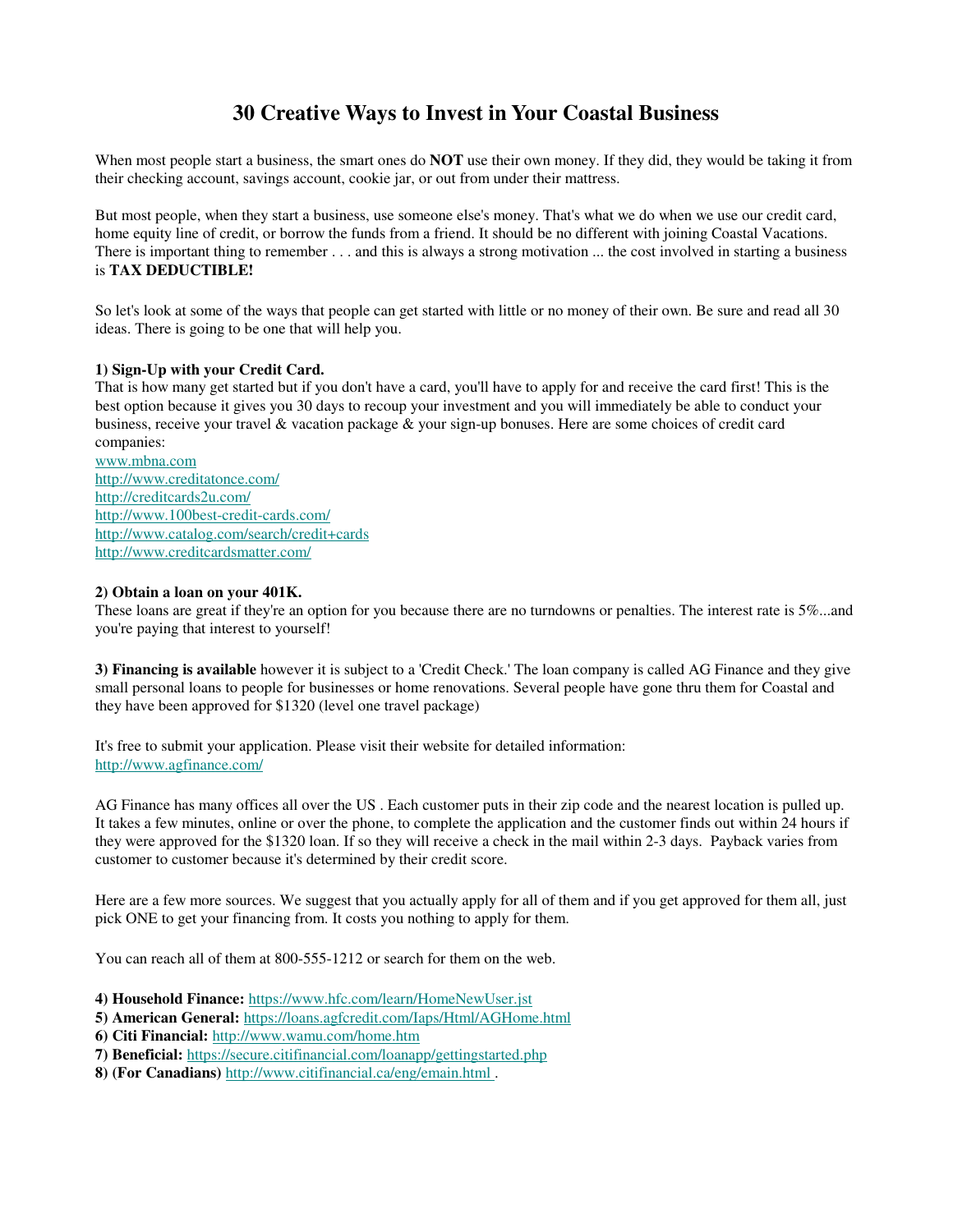# 30 Creative Ways to Invest in Your Coastal Business

When most people start a business, the smart ones do **NOT** use their own money. If they did, they would be taking it from their checking account, savings account, cookie jar, or out from under their mattress.

But most people, when they start a business, use someone else's money. That's what we do when we use our credit card, home equity line of credit, or borrow the funds from a friend. It should be no different with joining Coastal Vacations. There is important thing to remember . . . and this is always a strong motivation ... the cost involved in starting a business is **TAX DEDUCTIBLE!**

So let's look at some of the ways that people can get started with little or no money of their own. Be sure and read all 30 ideas. There is going to be one that will help you.

**1) Sign-Up with your Credit Card.**
That is how many get started but if you don't have a card, you'll have to apply for and receive the card first! This is the best option because it gives you 30 days to recoup your investment and you will immediately be able to conduct your business, receive your travel & vacation package & your sign-up bonuses. Here are some choices of credit card companies:
www.mbna.com
http://www.creditatonce.com/
http://creditcards2u.com/
http://www.100best-credit-cards.com/
http://www.catalog.com/search/credit+cards
http://www.creditcardsmatter.com/

**2) Obtain a loan on your 401K.**
These loans are great if they're an option for you because there are no turndowns or penalties. The interest rate is 5%...and you're paying that interest to yourself!

**3) Financing is available** however it is subject to a 'Credit Check.' The loan company is called AG Finance and they give small personal loans to people for businesses or home renovations. Several people have gone thru them for Coastal and they have been approved for $1320 (level one travel package)

It's free to submit your application. Please visit their website for detailed information:
http://www.agfinance.com/

AG Finance has many offices all over the US . Each customer puts in their zip code and the nearest location is pulled up. It takes a few minutes, online or over the phone, to complete the application and the customer finds out within 24 hours if they were approved for the $1320 loan. If so they will receive a check in the mail within 2-3 days. Payback varies from customer to customer because it's determined by their credit score.

Here are a few more sources. We suggest that you actually apply for all of them and if you get approved for them all, just pick ONE to get your financing from. It costs you nothing to apply for them.

You can reach all of them at 800-555-1212 or search for them on the web.

**4) Household Finance:** https://www.hfc.com/learn/HomeNewUser.jst
**5) American General:** https://loans.agfcredit.com/Iaps/Html/AGHome.html
**6) Citi Financial:** http://www.wamu.com/home.htm
**7) Beneficial:** https://secure.citifinancial.com/loanapp/gettingstarted.php
**8) (For Canadians)** http://www.citifinancial.ca/eng/emain.html .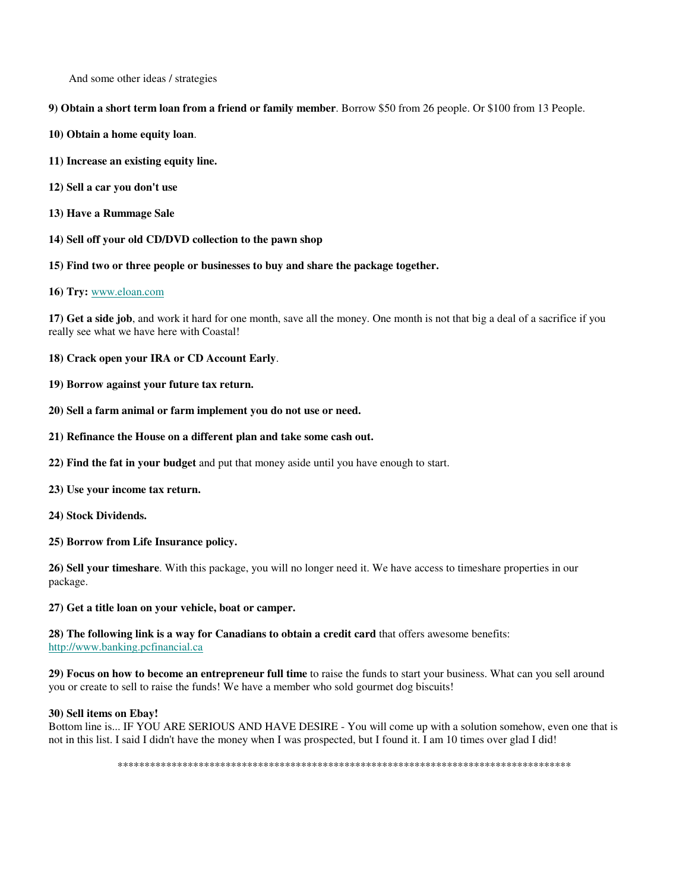And some other ideas / strategies

**9) Obtain a short term loan from a friend or family member**. Borrow $50 from 26 people. Or $100 from 13 People.

**10) Obtain a home equity loan**.

**11) Increase an existing equity line.**

**12) Sell a car you don't use**

**13) Have a Rummage Sale**

**14) Sell off your old CD/DVD collection to the pawn shop**

**15) Find two or three people or businesses to buy and share the package together.**

**16) Try:** [www.eloan.com](http://www.eloan.com)

**17) Get a side job**, and work it hard for one month, save all the money. One month is not that big a deal of a sacrifice if you really see what we have here with Coastal!

**18) Crack open your IRA or CD Account Early**.

**19) Borrow against your future tax return.**

**20) Sell a farm animal or farm implement you do not use or need.**

**21) Refinance the House on a different plan and take some cash out.**

**22) Find the fat in your budget** and put that money aside until you have enough to start.

**23) Use your income tax return.**

**24) Stock Dividends.**

**25) Borrow from Life Insurance policy.**

**26) Sell your timeshare**. With this package, you will no longer need it. We have access to timeshare properties in our package.

**27) Get a title loan on your vehicle, boat or camper.**

**28) The following link is a way for Canadians to obtain a credit card** that offers awesome benefits: [http://www.banking.pcfinancial.ca](http://www.banking.pcfinancial.ca)

**29) Focus on how to become an entrepreneur full time** to raise the funds to start your business. What can you sell around you or create to sell to raise the funds! We have a member who sold gourmet dog biscuits!

**30) Sell items on Ebay!**
Bottom line is... IF YOU ARE SERIOUS AND HAVE DESIRE - You will come up with a solution somehow, even one that is not in this list. I said I didn't have the money when I was prospected, but I found it. I am 10 times over glad I did!

***************************************************************************************